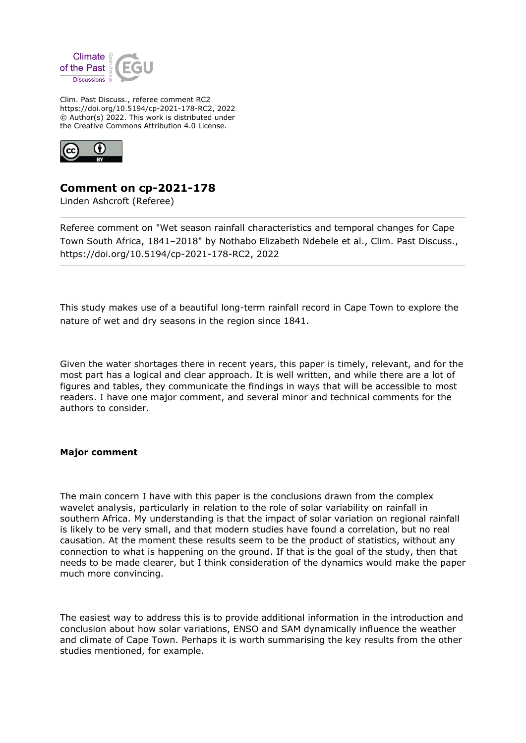Clim. Past Discuss., referee comment RC2
https://doi.org/10.5194/cp-2021-178-RC2, 2022
© Author(s) 2022. This work is distributed under
the Creative Commons Attribution 4.0 License.

## Comment on cp-2021-178

Linden Ashcroft (Referee)

---

Referee comment on "Wet season rainfall characteristics and temporal changes for Cape Town South Africa, 1841–2018" by Nothabo Elizabeth Ndebele et al., Clim. Past Discuss., https://doi.org/10.5194/cp-2021-178-RC2, 2022

---

This study makes use of a beautiful long-term rainfall record in Cape Town to explore the nature of wet and dry seasons in the region since 1841.

Given the water shortages there in recent years, this paper is timely, relevant, and for the most part has a logical and clear approach. It is well written, and while there are a lot of figures and tables, they communicate the findings in ways that will be accessible to most readers. I have one major comment, and several minor and technical comments for the authors to consider.

**Major comment**

The main concern I have with this paper is the conclusions drawn from the complex wavelet analysis, particularly in relation to the role of solar variability on rainfall in southern Africa. My understanding is that the impact of solar variation on regional rainfall is likely to be very small, and that modern studies have found a correlation, but no real causation. At the moment these results seem to be the product of statistics, without any connection to what is happening on the ground. If that is the goal of the study, then that needs to be made clearer, but I think consideration of the dynamics would make the paper much more convincing.

The easiest way to address this is to provide additional information in the introduction and conclusion about how solar variations, ENSO and SAM dynamically influence the weather and climate of Cape Town. Perhaps it is worth summarising the key results from the other studies mentioned, for example.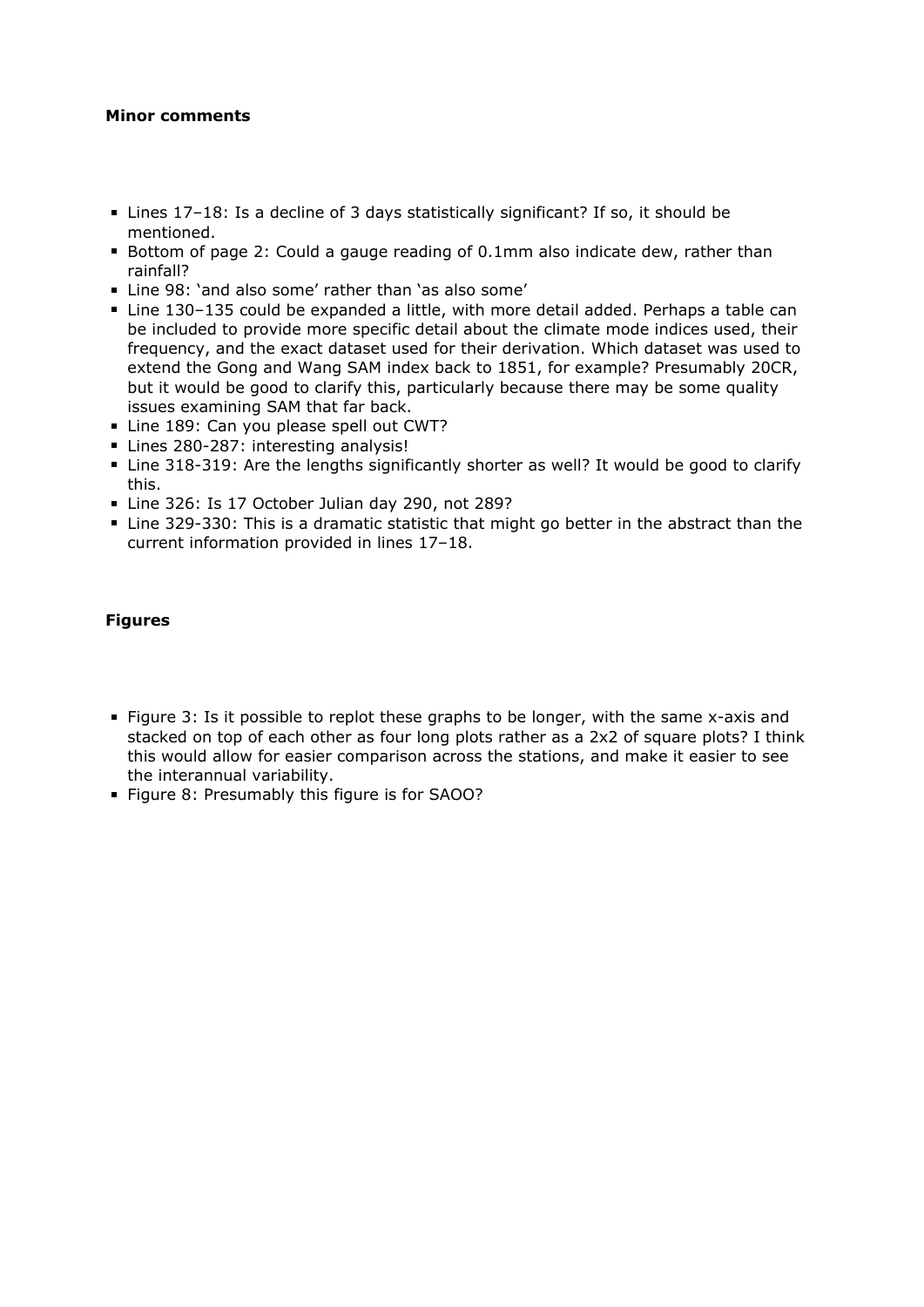**Minor comments**

- Lines 17–18: Is a decline of 3 days statistically significant? If so, it should be mentioned.
- Bottom of page 2: Could a gauge reading of 0.1mm also indicate dew, rather than rainfall?
- Line 98: 'and also some' rather than 'as also some'
- Line 130–135 could be expanded a little, with more detail added. Perhaps a table can be included to provide more specific detail about the climate mode indices used, their frequency, and the exact dataset used for their derivation. Which dataset was used to extend the Gong and Wang SAM index back to 1851, for example? Presumably 20CR, but it would be good to clarify this, particularly because there may be some quality issues examining SAM that far back.
- Line 189: Can you please spell out CWT?
- Lines 280-287: interesting analysis!
- Line 318-319: Are the lengths significantly shorter as well? It would be good to clarify this.
- Line 326: Is 17 October Julian day 290, not 289?
- Line 329-330: This is a dramatic statistic that might go better in the abstract than the current information provided in lines 17–18.

**Figures**

- Figure 3: Is it possible to replot these graphs to be longer, with the same x-axis and stacked on top of each other as four long plots rather as a 2x2 of square plots? I think this would allow for easier comparison across the stations, and make it easier to see the interannual variability.
- Figure 8: Presumably this figure is for SAOO?